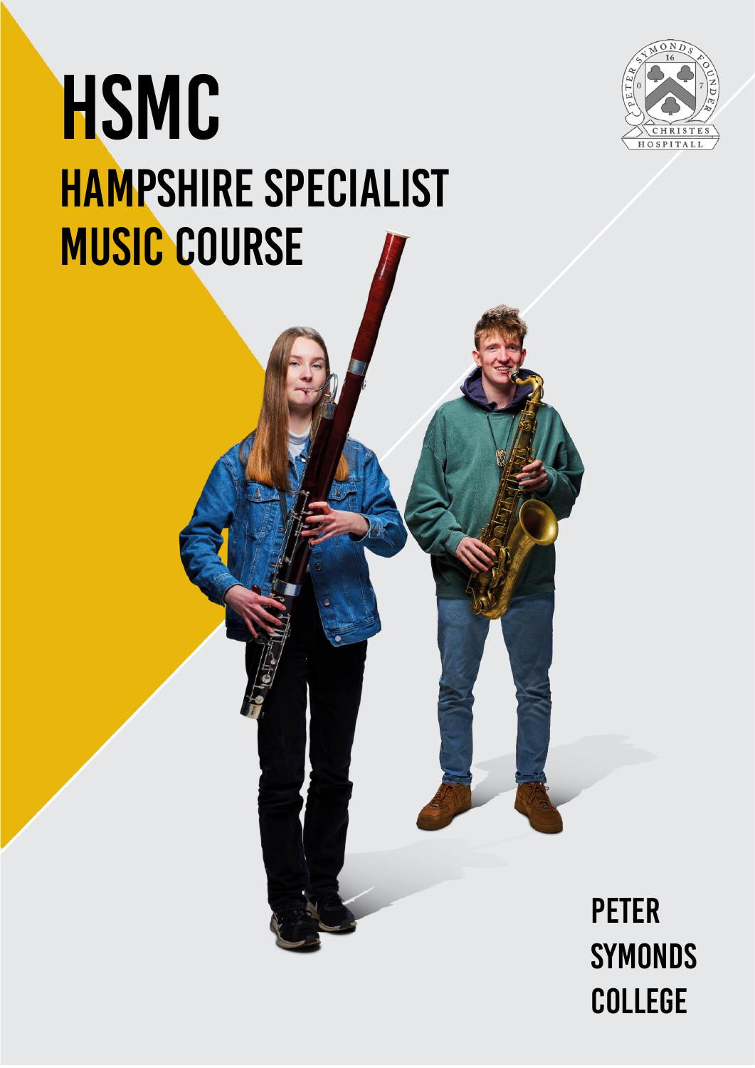# HSMC

## HAMPSHIRE SPECIALIST MUSIC COURSE

PETER SYMONDS COLLEGE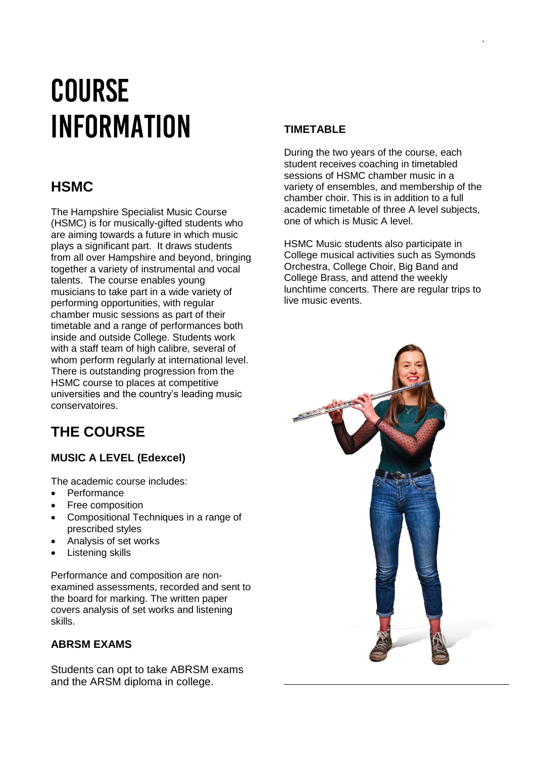# COURSE INFORMATION

## HSMC

The Hampshire Specialist Music Course (HSMC) is for musically-gifted students who are aiming towards a future in which music plays a significant part. It draws students from all over Hampshire and beyond, bringing together a variety of instrumental and vocal talents. The course enables young musicians to take part in a wide variety of performing opportunities, with regular chamber music sessions as part of their timetable and a range of performances both inside and outside College. Students work with a staff team of high calibre, several of whom perform regularly at international level. There is outstanding progression from the HSMC course to places at competitive universities and the country's leading music conservatoires.

## THE COURSE

### MUSIC A LEVEL (Edexcel)

The academic course includes:

- Performance
- Free composition
- Compositional Techniques in a range of prescribed styles
- Analysis of set works
- Listening skills

Performance and composition are non-examined assessments, recorded and sent to the board for marking. The written paper covers analysis of set works and listening skills.

### ABRSM EXAMS

Students can opt to take ABRSM exams and the ARSM diploma in college.

### TIMETABLE

During the two years of the course, each student receives coaching in timetabled sessions of HSMC chamber music in a variety of ensembles, and membership of the chamber choir. This is in addition to a full academic timetable of three A level subjects, one of which is Music A level.

HSMC Music students also participate in College musical activities such as Symonds Orchestra, College Choir, Big Band and College Brass, and attend the weekly lunchtime concerts. There are regular trips to live music events.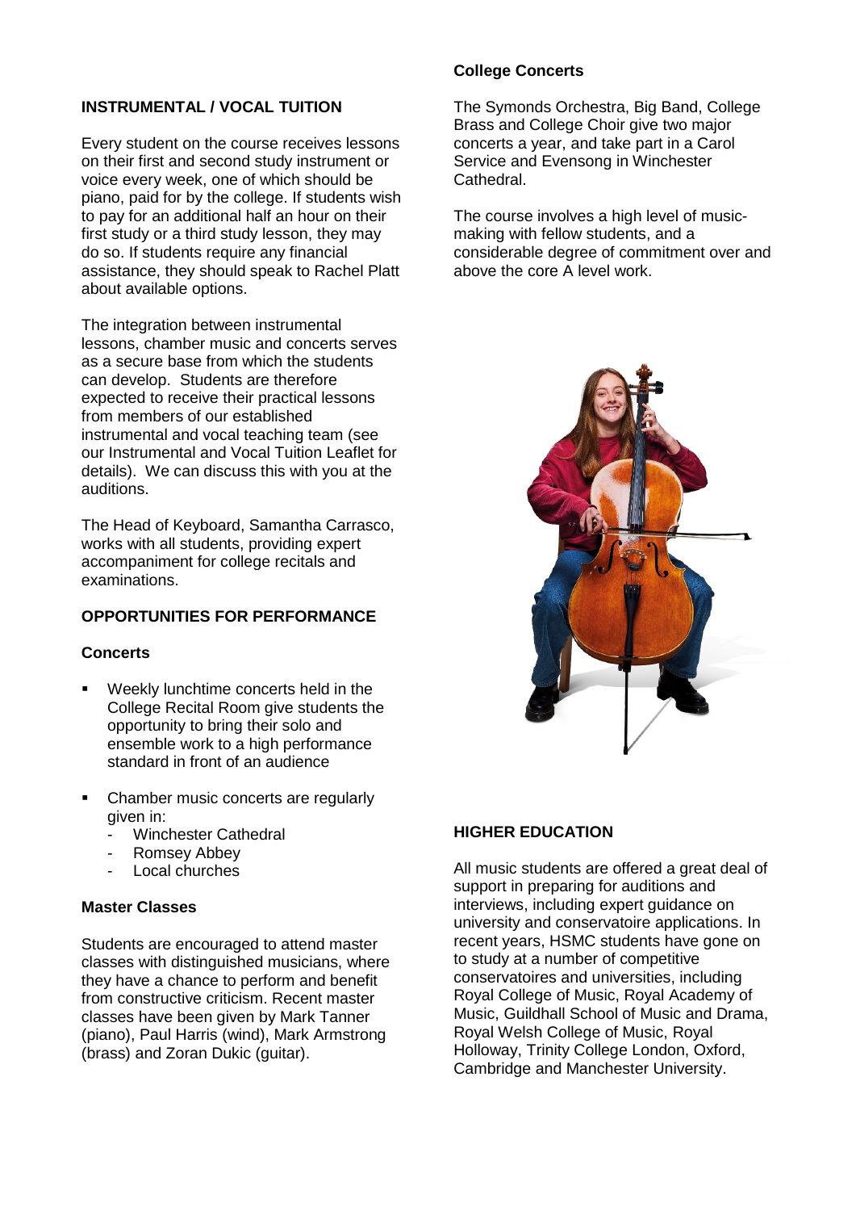## INSTRUMENTAL / VOCAL TUITION

Every student on the course receives lessons on their first and second study instrument or voice every week, one of which should be piano, paid for by the college. If students wish to pay for an additional half an hour on their first study or a third study lesson, they may do so. If students require any financial assistance, they should speak to Rachel Platt about available options.

The integration between instrumental lessons, chamber music and concerts serves as a secure base from which the students can develop. Students are therefore expected to receive their practical lessons from members of our established instrumental and vocal teaching team (see our Instrumental and Vocal Tuition Leaflet for details). We can discuss this with you at the auditions.

The Head of Keyboard, Samantha Carrasco, works with all students, providing expert accompaniment for college recitals and examinations.

## OPPORTUNITIES FOR PERFORMANCE

### Concerts

- Weekly lunchtime concerts held in the College Recital Room give students the opportunity to bring their solo and ensemble work to a high performance standard in front of an audience

- Chamber music concerts are regularly given in:
  - Winchester Cathedral
  - Romsey Abbey
  - Local churches

### Master Classes

Students are encouraged to attend master classes with distinguished musicians, where they have a chance to perform and benefit from constructive criticism. Recent master classes have been given by Mark Tanner (piano), Paul Harris (wind), Mark Armstrong (brass) and Zoran Dukic (guitar).

### College Concerts

The Symonds Orchestra, Big Band, College Brass and College Choir give two major concerts a year, and take part in a Carol Service and Evensong in Winchester Cathedral.

The course involves a high level of music-making with fellow students, and a considerable degree of commitment over and above the core A level work.

## HIGHER EDUCATION

All music students are offered a great deal of support in preparing for auditions and interviews, including expert guidance on university and conservatoire applications. In recent years, HSMC students have gone on to study at a number of competitive conservatoires and universities, including Royal College of Music, Royal Academy of Music, Guildhall School of Music and Drama, Royal Welsh College of Music, Royal Holloway, Trinity College London, Oxford, Cambridge and Manchester University.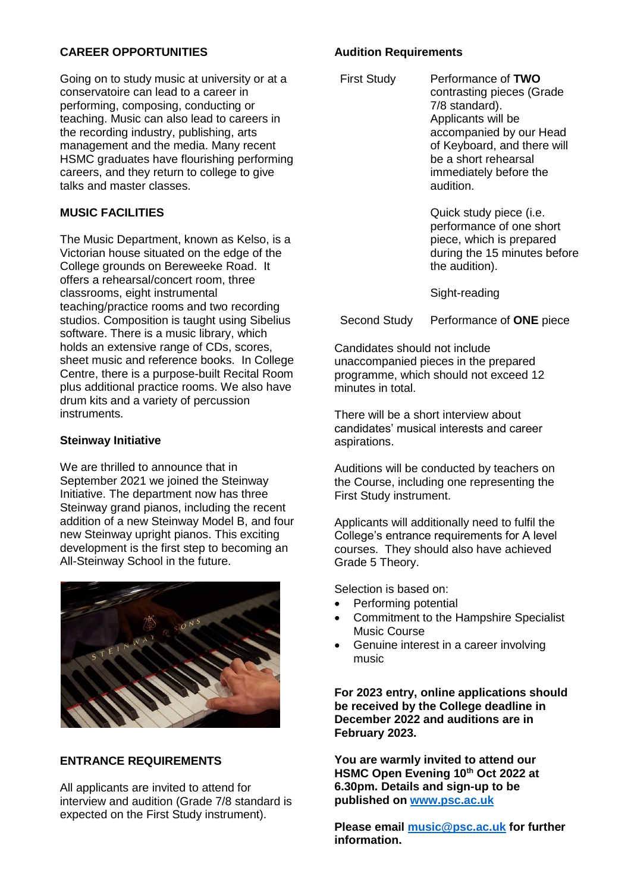## CAREER OPPORTUNITIES

Going on to study music at university or at a conservatoire can lead to a career in performing, composing, conducting or teaching. Music can also lead to careers in the recording industry, publishing, arts management and the media. Many recent HSMC graduates have flourishing performing careers, and they return to college to give talks and master classes.

## MUSIC FACILITIES

The Music Department, known as Kelso, is a Victorian house situated on the edge of the College grounds on Bereweeke Road. It offers a rehearsal/concert room, three classrooms, eight instrumental teaching/practice rooms and two recording studios. Composition is taught using Sibelius software. There is a music library, which holds an extensive range of CDs, scores, sheet music and reference books. In College Centre, there is a purpose-built Recital Room plus additional practice rooms. We also have drum kits and a variety of percussion instruments.

### Steinway Initiative

We are thrilled to announce that in September 2021 we joined the Steinway Initiative. The department now has three Steinway grand pianos, including the recent addition of a new Steinway Model B, and four new Steinway upright pianos. This exciting development is the first step to becoming an All-Steinway School in the future.

## ENTRANCE REQUIREMENTS

All applicants are invited to attend for interview and audition (Grade 7/8 standard is expected on the First Study instrument).

### Audition Requirements

| | |
|---|---|
| First Study | Performance of **TWO** contrasting pieces (Grade 7/8 standard). Applicants will be accompanied by our Head of Keyboard, and there will be a short rehearsal immediately before the audition. |
| | Quick study piece (i.e. performance of one short piece, which is prepared during the 15 minutes before the audition). |
| | Sight-reading |
| Second Study | Performance of **ONE** piece |

Candidates should not include unaccompanied pieces in the prepared programme, which should not exceed 12 minutes in total.

There will be a short interview about candidates' musical interests and career aspirations.

Auditions will be conducted by teachers on the Course, including one representing the First Study instrument.

Applicants will additionally need to fulfil the College's entrance requirements for A level courses. They should also have achieved Grade 5 Theory.

Selection is based on:

- Performing potential
- Commitment to the Hampshire Specialist Music Course
- Genuine interest in a career involving music

**For 2023 entry, online applications should be received by the College deadline in December 2022 and auditions are in February 2023.**

**You are warmly invited to attend our HSMC Open Evening 10th Oct 2022 at 6.30pm. Details and sign-up to be published on www.psc.ac.uk**

**Please email music@psc.ac.uk for further information.**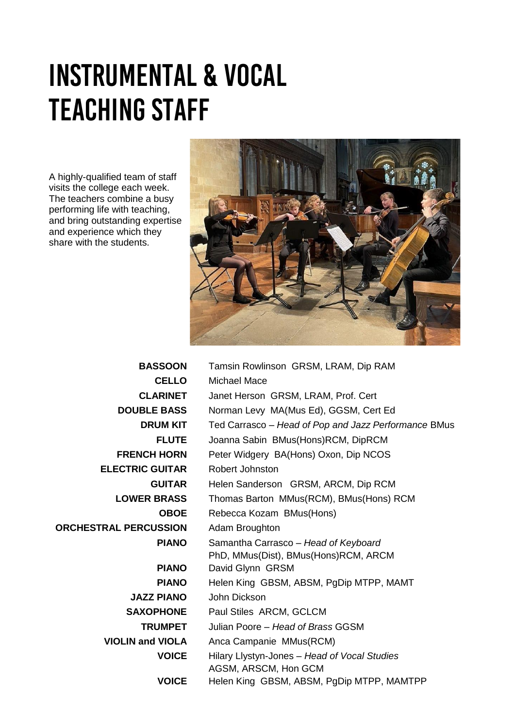# INSTRUMENTAL & VOCAL TEACHING STAFF

A highly-qualified team of staff visits the college each week. The teachers combine a busy performing life with teaching, and bring outstanding expertise and experience which they share with the students.

| | |
|---|---|
| **BASSOON** | Tamsin Rowlinson GRSM, LRAM, Dip RAM |
| **CELLO** | Michael Mace |
| **CLARINET** | Janet Herson GRSM, LRAM, Prof. Cert |
| **DOUBLE BASS** | Norman Levy MA(Mus Ed), GGSM, Cert Ed |
| **DRUM KIT** | Ted Carrasco – *Head of Pop and Jazz Performance* BMus |
| **FLUTE** | Joanna Sabin BMus(Hons)RCM, DipRCM |
| **FRENCH HORN** | Peter Widgery BA(Hons) Oxon, Dip NCOS |
| **ELECTRIC GUITAR** | Robert Johnston |
| **GUITAR** | Helen Sanderson GRSM, ARCM, Dip RCM |
| **LOWER BRASS** | Thomas Barton MMus(RCM), BMus(Hons) RCM |
| **OBOE** | Rebecca Kozam BMus(Hons) |
| **ORCHESTRAL PERCUSSION** | Adam Broughton |
| **PIANO** | Samantha Carrasco – *Head of Keyboard* PhD, MMus(Dist), BMus(Hons)RCM, ARCM |
| **PIANO** | David Glynn GRSM |
| **PIANO** | Helen King GBSM, ABSM, PgDip MTPP, MAMT |
| **JAZZ PIANO** | John Dickson |
| **SAXOPHONE** | Paul Stiles ARCM, GCLCM |
| **TRUMPET** | Julian Poore – *Head of Brass* GGSM |
| **VIOLIN and VIOLA** | Anca Campanie MMus(RCM) |
| **VOICE** | Hilary Llystyn-Jones – *Head of Vocal Studies* AGSM, ARSCM, Hon GCM |
| **VOICE** | Helen King GBSM, ABSM, PgDip MTPP, MAMTPP |